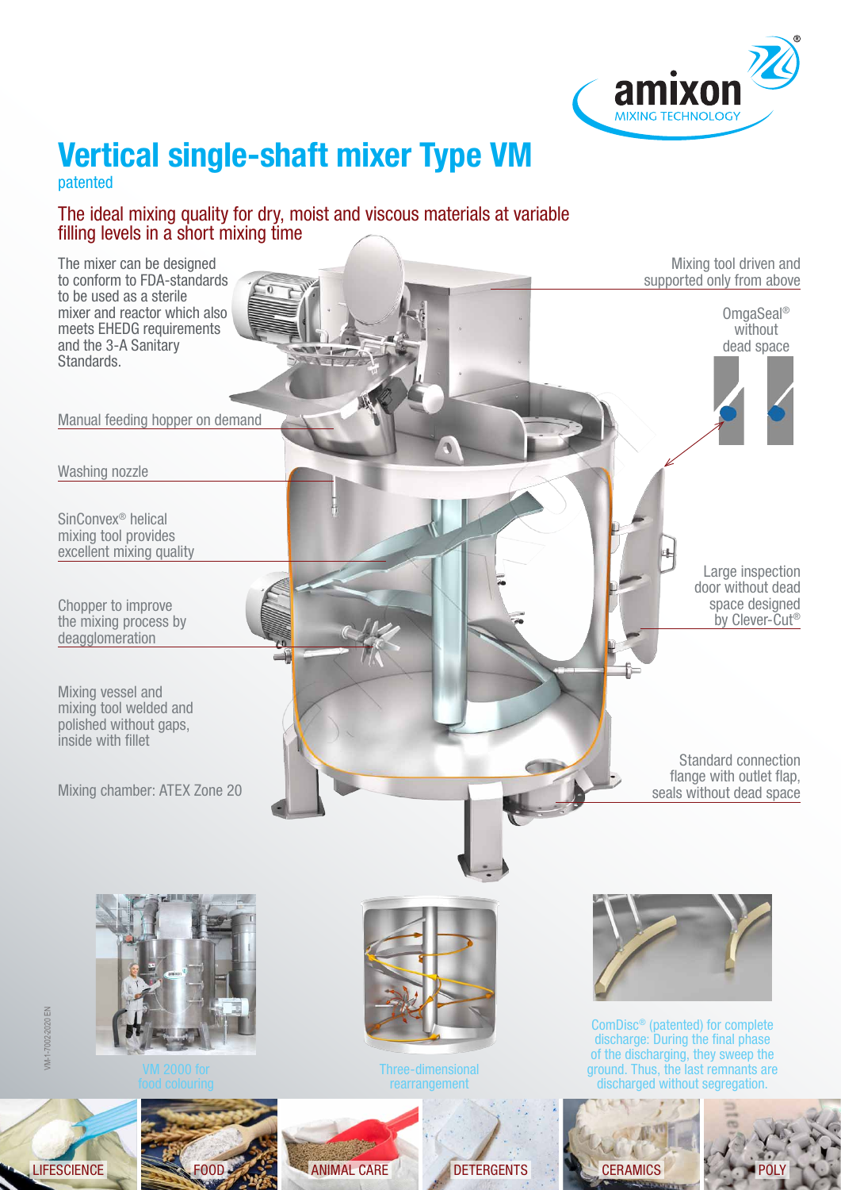amixon® MIXING TECHNOLOGY

# Vertical single-shaft mixer Type VM

patented

## The ideal mixing quality for dry, moist and viscous materials at variable filling levels in a short mixing time

The mixer can be designed to conform to FDA-standards to be used as a sterile mixer and reactor which also meets EHEDG requirements and the 3-A Sanitary Standards.

Manual feeding hopper on demand

Washing nozzle

SinConvex® helical mixing tool provides excellent mixing quality

Chopper to improve the mixing process by deagglomeration

Mixing vessel and mixing tool welded and polished without gaps, inside with fillet

Mixing chamber: ATEX Zone 20

Mixing tool driven and supported only from above

OmgaSeal® without dead space

Large inspection door without dead space designed by Clever-Cut®

Standard connection flange with outlet flap, seals without dead space

VM 2000 for food colouring

Three-dimensional rearrangement

ComDisc® (patented) for complete discharge: During the final phase of the discharging, they sweep the ground. Thus, the last remnants are discharged without segregation.

VM-1-7002-2020 EN

LIFESCIENCE | FOOD | ANIMAL CARE | DETERGENTS | CERAMICS | POLY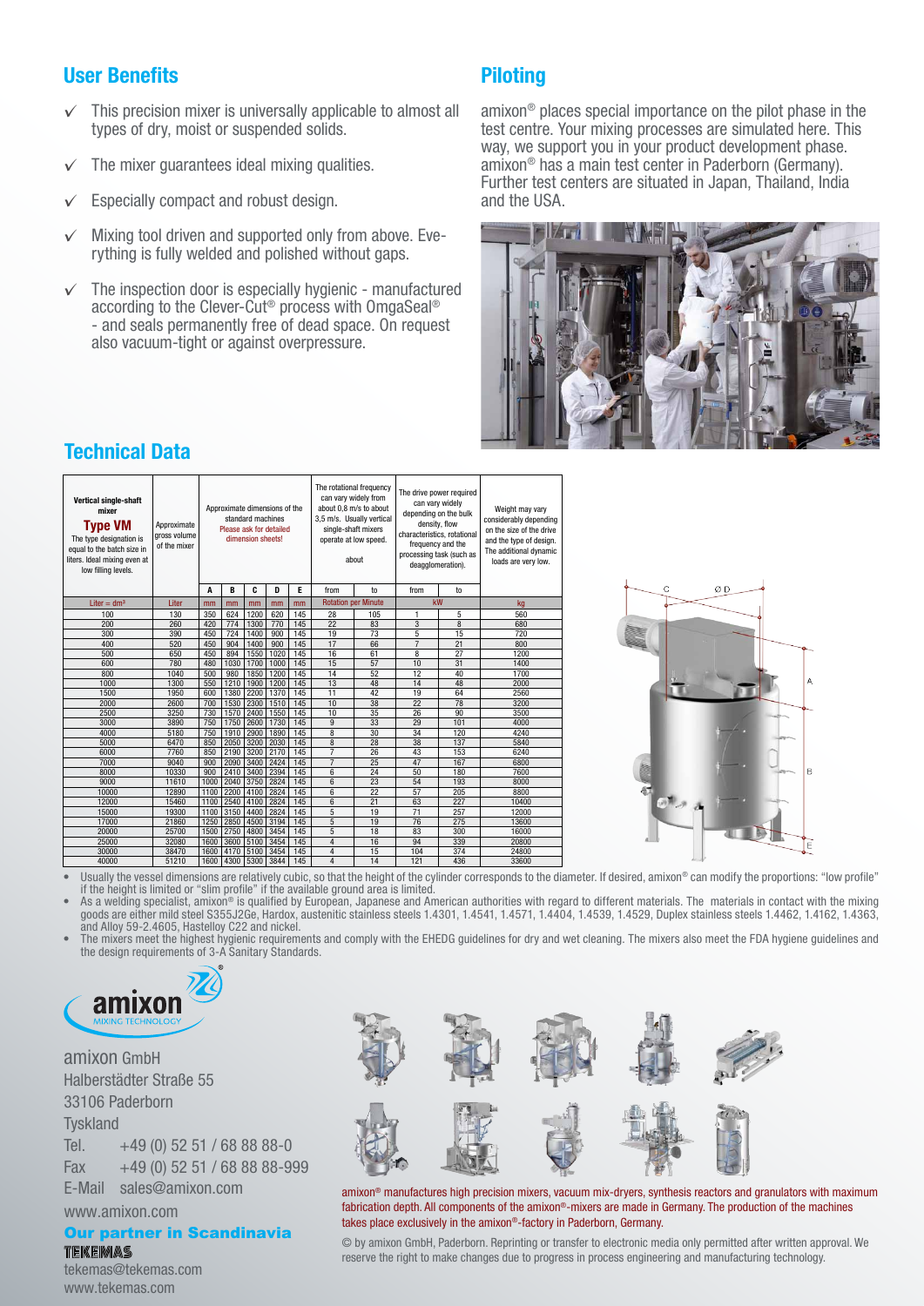## User Benefits

- ✓ This precision mixer is universally applicable to almost all types of dry, moist or suspended solids.
- ✓ The mixer guarantees ideal mixing qualities.
- ✓ Especially compact and robust design.
- ✓ Mixing tool driven and supported only from above. Everything is fully welded and polished without gaps.
- ✓ The inspection door is especially hygienic - manufactured according to the Clever-Cut® process with OmgaSeal® - and seals permanently free of dead space. On request also vacuum-tight or against overpressure.

## Piloting

amixon® places special importance on the pilot phase in the test centre. Your mixing processes are simulated here. This way, we support you in your product development phase. amixon® has a main test center in Paderborn (Germany). Further test centers are situated in Japan, Thailand, India and the USA.

## Technical Data

| **Vertical single-shaft mixer** **Type VM** The type designation is equal to the batch size in liters. Ideal mixing even at low filling levels. | Approximate gross volume of the mixer | Approximate dimensions of the standard machines Please ask for detailed dimension sheets! | | | | | The rotational frequency can vary widely from about 0,8 m/s to about 3,5 m/s. Usually vertical single-shaft mixers operate at low speed. about | | The drive power required can vary widely depending on the bulk density, flow characteristics, rotational frequency and the processing task (such as deagglomeration). | | Weight may vary considerably depending on the size of the drive and the type of design. The additional dynamic loads are very low. |
|---|---|---|---|---|---|---|---|---|---|---|---|
| | | A | B | C | D | E | from | to | from | to | |
| Liter = dm³ | Liter | mm | mm | mm | mm | mm | Rotation per Minute | | kW | | kg |
| 100 | 130 | 350 | 624 | 1200 | 620 | 145 | 28 | 105 | 1 | 5 | 560 |
| 200 | 260 | 420 | 774 | 1300 | 770 | 145 | 22 | 83 | 3 | 8 | 680 |
| 300 | 390 | 450 | 724 | 1400 | 900 | 145 | 19 | 73 | 5 | 15 | 720 |
| 400 | 520 | 450 | 904 | 1400 | 900 | 145 | 17 | 66 | 7 | 21 | 800 |
| 500 | 650 | 450 | 894 | 1550 | 1020 | 145 | 16 | 61 | 8 | 27 | 1200 |
| 600 | 780 | 480 | 1030 | 1700 | 1000 | 145 | 15 | 57 | 10 | 31 | 1400 |
| 800 | 1040 | 500 | 980 | 1850 | 1200 | 145 | 14 | 52 | 12 | 40 | 1700 |
| 1000 | 1300 | 550 | 1210 | 1900 | 1200 | 145 | 13 | 48 | 14 | 48 | 2000 |
| 1500 | 1950 | 600 | 1380 | 2200 | 1370 | 145 | 11 | 42 | 19 | 64 | 2560 |
| 2000 | 2600 | 700 | 1530 | 2300 | 1510 | 145 | 10 | 38 | 22 | 78 | 3200 |
| 2500 | 3250 | 730 | 1570 | 2400 | 1550 | 145 | 10 | 35 | 26 | 90 | 3500 |
| 3000 | 3890 | 750 | 1750 | 2600 | 1730 | 145 | 9 | 33 | 29 | 101 | 4000 |
| 4000 | 5180 | 750 | 1910 | 2900 | 1890 | 145 | 8 | 30 | 34 | 120 | 4240 |
| 5000 | 6470 | 850 | 2050 | 3200 | 2030 | 145 | 8 | 28 | 38 | 137 | 5840 |
| 6000 | 7760 | 850 | 2190 | 3200 | 2170 | 145 | 7 | 26 | 43 | 153 | 6240 |
| 7000 | 9040 | 900 | 2090 | 3400 | 2424 | 145 | 7 | 25 | 47 | 167 | 6800 |
| 8000 | 10330 | 900 | 2410 | 3400 | 2394 | 145 | 6 | 24 | 50 | 180 | 7600 |
| 9000 | 11610 | 1000 | 2040 | 3750 | 2824 | 145 | 6 | 23 | 54 | 193 | 8000 |
| 10000 | 12890 | 1100 | 2200 | 4100 | 2824 | 145 | 6 | 22 | 57 | 205 | 8800 |
| 12000 | 15460 | 1100 | 2540 | 4100 | 2824 | 145 | 6 | 21 | 63 | 227 | 10400 |
| 15000 | 19300 | 1100 | 3150 | 4400 | 2824 | 145 | 5 | 19 | 71 | 257 | 12000 |
| 17000 | 21860 | 1250 | 2850 | 4500 | 3194 | 145 | 5 | 19 | 76 | 275 | 13600 |
| 20000 | 25700 | 1500 | 2750 | 4800 | 3454 | 145 | 5 | 18 | 83 | 300 | 16000 |
| 25000 | 32080 | 1600 | 3600 | 5100 | 3454 | 145 | 4 | 16 | 94 | 339 | 20800 |
| 30000 | 38470 | 1600 | 4170 | 5100 | 3454 | 145 | 4 | 15 | 104 | 374 | 24800 |
| 40000 | 51210 | 1600 | 4300 | 5300 | 3844 | 145 | 4 | 14 | 121 | 436 | 33600 |

C
Ø D
A
B
E

- Usually the vessel dimensions are relatively cubic, so that the height of the cylinder corresponds to the diameter. If desired, amixon® can modify the proportions: "low profile" if the height is limited or "slim profile" if the available ground area is limited.
- As a welding specialist, amixon® is qualified by European, Japanese and American authorities with regard to different materials. The materials in contact with the mixing goods are either mild steel S355J2Ge, Hardox, austenitic stainless steels 1.4301, 1.4541, 1.4571, 1.4404, 1.4539, 1.4529, Duplex stainless steels 1.4462, 1.4162, 1.4363, and Alloy 59-2.4605, Hastelloy C22 and nickel.
- The mixers meet the highest hygienic requirements and comply with the EHEDG guidelines for dry and wet cleaning. The mixers also meet the FDA hygiene guidelines and the design requirements of 3-A Sanitary Standards.

amixon MIXING TECHNOLOGY

amixon GmbH
Halberstädter Straße 55
33106 Paderborn
Tyskland
Tel. +49 (0) 52 51 / 68 88 88-0
Fax +49 (0) 52 51 / 68 88 88-999
E-Mail sales@amixon.com
www.amixon.com

**Our partner in Scandinavia**
TEKEMAS
tekemas@tekemas.com
www.tekemas.com

amixon® manufactures high precision mixers, vacuum mix-dryers, synthesis reactors and granulators with maximum fabrication depth. All components of the amixon®-mixers are made in Germany. The production of the machines takes place exclusively in the amixon®-factory in Paderborn, Germany.

© by amixon GmbH, Paderborn. Reprinting or transfer to electronic media only permitted after written approval. We reserve the right to make changes due to progress in process engineering and manufacturing technology.